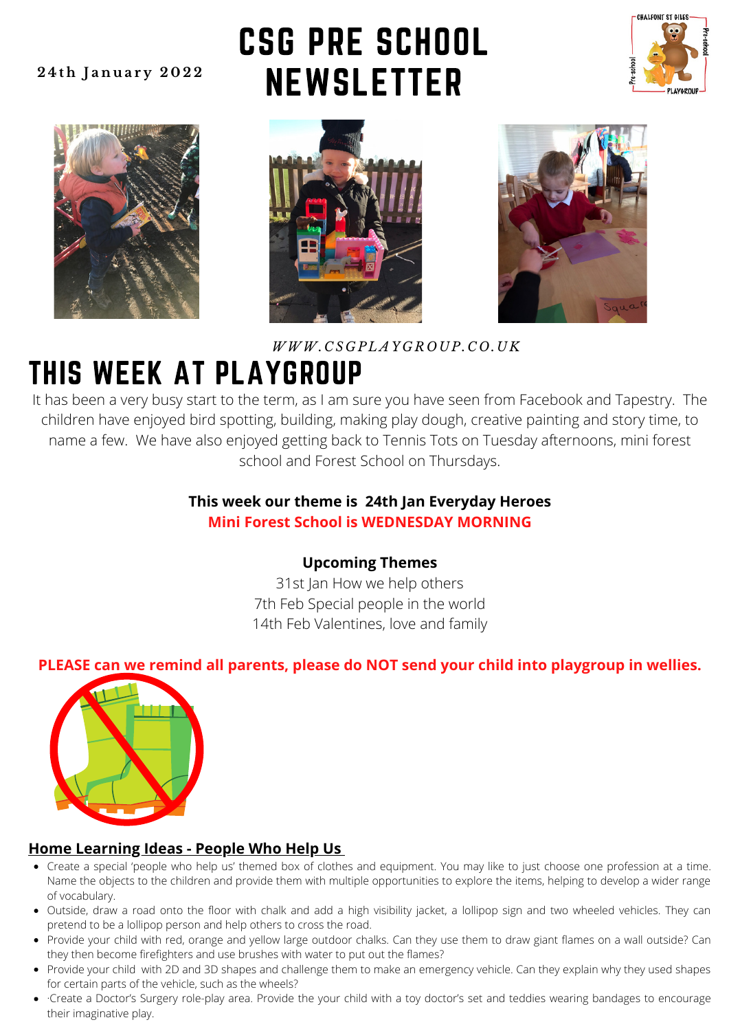24th January 2022

# CSG PRE SCHOOL NEWSLETTER

*WWW.CSGPLAYGROUP.CO.UK*

# THIS WEEK AT PLAYGROUP

It has been a very busy start to the term, as I am sure you have seen from Facebook and Tapestry. The children have enjoyed bird spotting, building, making play dough, creative painting and story time, to name a few. We have also enjoyed getting back to Tennis Tots on Tuesday afternoons, mini forest school and Forest School on Thursdays.

**This week our theme is 24th Jan Everyday Heroes**

**Mini Forest School is WEDNESDAY MORNING**

**Upcoming Themes**

31st Jan How we help others

7th Feb Special people in the world

14th Feb Valentines, love and family

**PLEASE can we remind all parents, please do NOT send your child into playgroup in wellies.**

## Home Learning Ideas - People Who Help Us

- Create a special 'people who help us' themed box of clothes and equipment. You may like to just choose one profession at a time. Name the objects to the children and provide them with multiple opportunities to explore the items, helping to develop a wider range of vocabulary.
- Outside, draw a road onto the floor with chalk and add a high visibility jacket, a lollipop sign and two wheeled vehicles. They can pretend to be a lollipop person and help others to cross the road.
- Provide your child with red, orange and yellow large outdoor chalks. Can they use them to draw giant flames on a wall outside? Can they then become firefighters and use brushes with water to put out the flames?
- Provide your child with 2D and 3D shapes and challenge them to make an emergency vehicle. Can they explain why they used shapes for certain parts of the vehicle, such as the wheels?
- ·Create a Doctor's Surgery role-play area. Provide the your child with a toy doctor's set and teddies wearing bandages to encourage their imaginative play.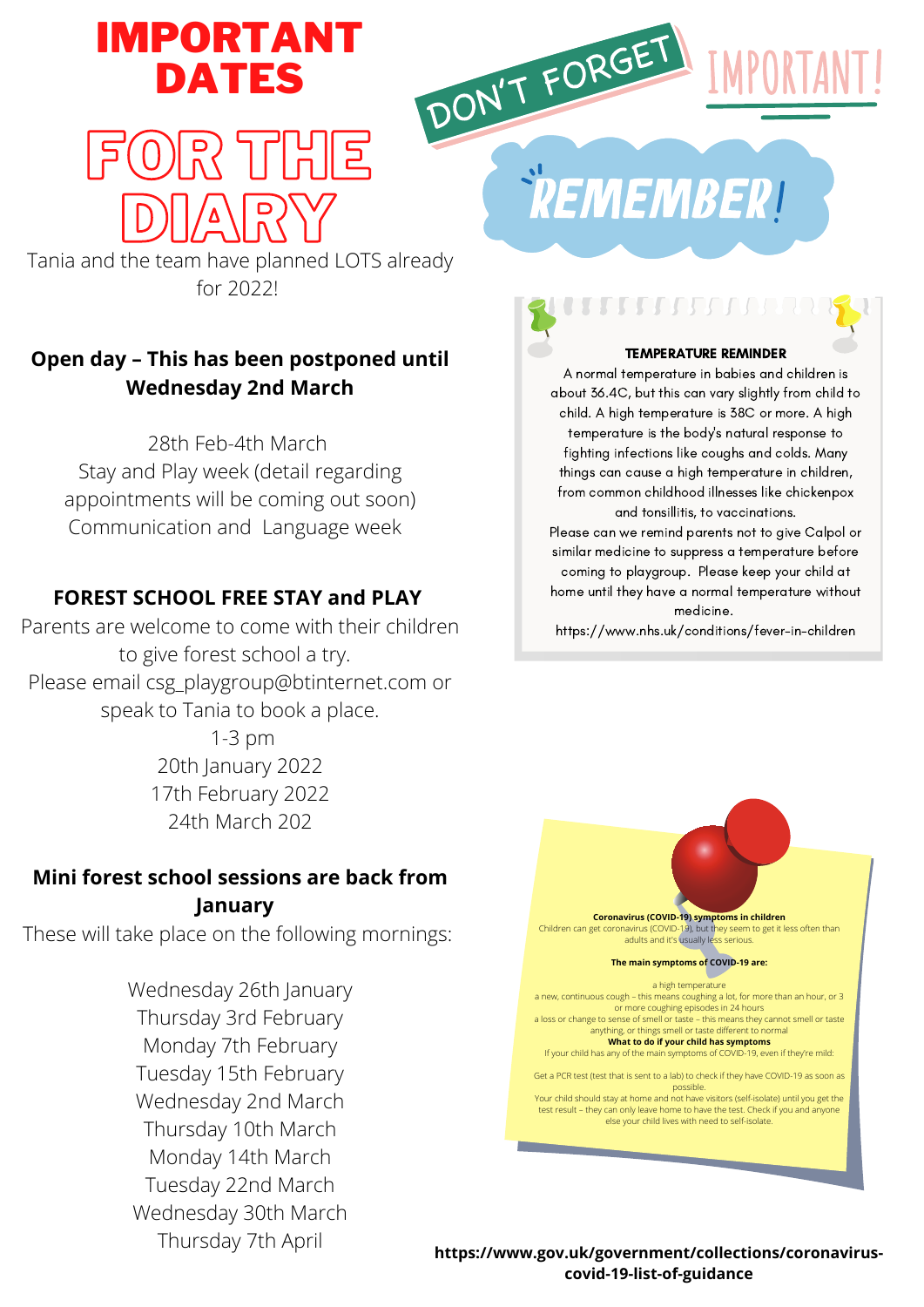# IMPORTANT DATES

# FOR THE DIARY

Tania and the team have planned LOTS already for 2022!

**Open day – This has been postponed until Wednesday 2nd March**

28th Feb-4th March
Stay and Play week (detail regarding appointments will be coming out soon)
Communication and Language week

**FOREST SCHOOL FREE STAY and PLAY**

Parents are welcome to come with their children to give forest school a try.
Please email csg_playgroup@btinternet.com or speak to Tania to book a place.
1-3 pm
20th January 2022
17th February 2022
24th March 202

**Mini forest school sessions are back from January**

These will take place on the following mornings:

Wednesday 26th January
Thursday 3rd February
Monday 7th February
Tuesday 15th February
Wednesday 2nd March
Thursday 10th March
Monday 14th March
Tuesday 22nd March
Wednesday 30th March
Thursday 7th April

DON'T FORGET

IMPORTANT!

REMEMBER!

**TEMPERATURE REMINDER**

A normal temperature in babies and children is about 36.4C, but this can vary slightly from child to child. A high temperature is 38C or more. A high temperature is the body's natural response to fighting infections like coughs and colds. Many things can cause a high temperature in children, from common childhood illnesses like chickenpox and tonsillitis, to vaccinations.
Please can we remind parents not to give Calpol or similar medicine to suppress a temperature before coming to playgroup. Please keep your child at home until they have a normal temperature without medicine.
https://www.nhs.uk/conditions/fever-in-children

**Coronavirus (COVID-19) symptoms in children**

Children can get coronavirus (COVID-19), but they seem to get it less often than adults and it's usually less serious.

**The main symptoms of COVID-19 are:**

a high temperature
a new, continuous cough – this means coughing a lot, for more than an hour, or 3 or more coughing episodes in 24 hours
a loss or change to sense of smell or taste – this means they cannot smell or taste anything, or things smell or taste different to normal

**What to do if your child has symptoms**

If your child has any of the main symptoms of COVID-19, even if they're mild:

Get a PCR test (test that is sent to a lab) to check if they have COVID-19 as soon as possible.
Your child should stay at home and not have visitors (self-isolate) until you get the test result – they can only leave home to have the test. Check if you and anyone else your child lives with need to self-isolate.

**https://www.gov.uk/government/collections/coronavirus-covid-19-list-of-guidance**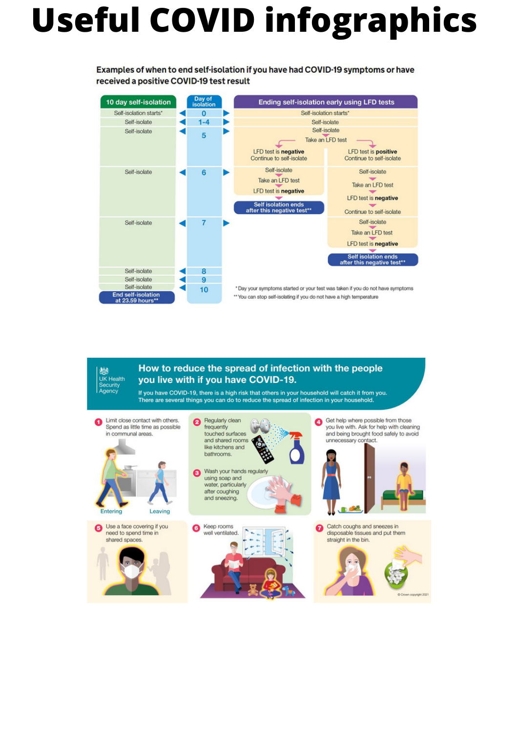# Useful COVID infographics

Examples of when to end self-isolation if you have had COVID-19 symptoms or have received a positive COVID-19 test result

| 10 day self-isolation | Day of isolation | Ending self-isolation early using LFD tests | |
|---|---|---|---|
| Self-isolation starts* | 0 | Self-isolation starts* | |
| Self-isolate | 1-4 | Self-isolate | |
| Self-isolate | 5 | Self-isolate<br>Take an LFD test | |
| | | LFD test is **negative**<br>Continue to self-isolate | LFD test is **positive**<br>Continue to self-isolate |
| Self-isolate | 6 | Self-isolate<br>Take an LFD test<br>LFD test is **negative**<br>**Self isolation ends after this negative test**** | Self-isolate<br>Take an LFD test<br>LFD test is **negative**<br>Continue to self-isolate |
| Self-isolate | 7 | | Self-isolate<br>Take an LFD test<br>LFD test is **negative**<br>**Self isolation ends after this negative test**** |
| Self-isolate | 8 | | |
| Self-isolate | 9 | | |
| Self-isolate<br>**End self-isolation at 23.59 hours**** | 10 | | |

\* Day your symptoms started or your test was taken if you do not have symptoms

** You can stop self-isolating if you do not have a high temperature

UK Health Security Agency

## How to reduce the spread of infection with the people you live with if you have COVID-19.

If you have COVID-19, there is a high risk that others in your household will catch it from you. There are several things you can do to reduce the spread of infection in your household.

1. Limit close contact with others. Spend as little time as possible in communal areas.
   Entering — Leaving
2. Regularly clean frequently touched surfaces and shared rooms like kitchens and bathrooms.
3. Wash your hands regularly using soap and water, particularly after coughing and sneezing.
4. Get help where possible from those you live with. Ask for help with cleaning and being brought food safely to avoid unnecessary contact.
5. Use a face covering if you need to spend time in shared spaces.
6. Keep rooms well ventilated.
7. Catch coughs and sneezes in disposable tissues and put them straight in the bin.

© Crown copyright 2021